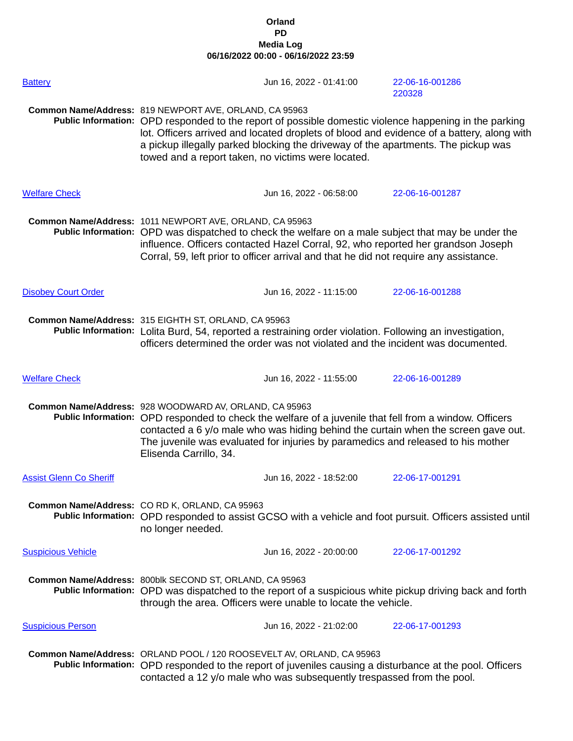**Orland**
**PD**
**Media Log**
**06/16/2022 00:00 - 06/16/2022 23:59**

Battery — Jun 16, 2022 - 01:41:00 — 22-06-16-001286 220328

**Common Name/Address:** 819 NEWPORT AVE, ORLAND, CA 95963
**Public Information:** OPD responded to the report of possible domestic violence happening in the parking lot. Officers arrived and located droplets of blood and evidence of a battery, along with a pickup illegally parked blocking the driveway of the apartments. The pickup was towed and a report taken, no victims were located.

Welfare Check — Jun 16, 2022 - 06:58:00 — 22-06-16-001287

**Common Name/Address:** 1011 NEWPORT AVE, ORLAND, CA 95963
**Public Information:** OPD was dispatched to check the welfare on a male subject that may be under the influence. Officers contacted Hazel Corral, 92, who reported her grandson Joseph Corral, 59, left prior to officer arrival and that he did not require any assistance.

Disobey Court Order — Jun 16, 2022 - 11:15:00 — 22-06-16-001288

**Common Name/Address:** 315 EIGHTH ST, ORLAND, CA 95963
**Public Information:** Lolita Burd, 54, reported a restraining order violation. Following an investigation, officers determined the order was not violated and the incident was documented.

Welfare Check — Jun 16, 2022 - 11:55:00 — 22-06-16-001289

**Common Name/Address:** 928 WOODWARD AV, ORLAND, CA 95963
**Public Information:** OPD responded to check the welfare of a juvenile that fell from a window. Officers contacted a 6 y/o male who was hiding behind the curtain when the screen gave out. The juvenile was evaluated for injuries by paramedics and released to his mother Elisenda Carrillo, 34.

Assist Glenn Co Sheriff — Jun 16, 2022 - 18:52:00 — 22-06-17-001291

**Common Name/Address:** CO RD K, ORLAND, CA 95963
**Public Information:** OPD responded to assist GCSO with a vehicle and foot pursuit. Officers assisted until no longer needed.

Suspicious Vehicle — Jun 16, 2022 - 20:00:00 — 22-06-17-001292

**Common Name/Address:** 800blk SECOND ST, ORLAND, CA 95963
**Public Information:** OPD was dispatched to the report of a suspicious white pickup driving back and forth through the area. Officers were unable to locate the vehicle.

Suspicious Person — Jun 16, 2022 - 21:02:00 — 22-06-17-001293

**Common Name/Address:** ORLAND POOL / 120 ROOSEVELT AV, ORLAND, CA 95963
**Public Information:** OPD responded to the report of juveniles causing a disturbance at the pool. Officers contacted a 12 y/o male who was subsequently trespassed from the pool.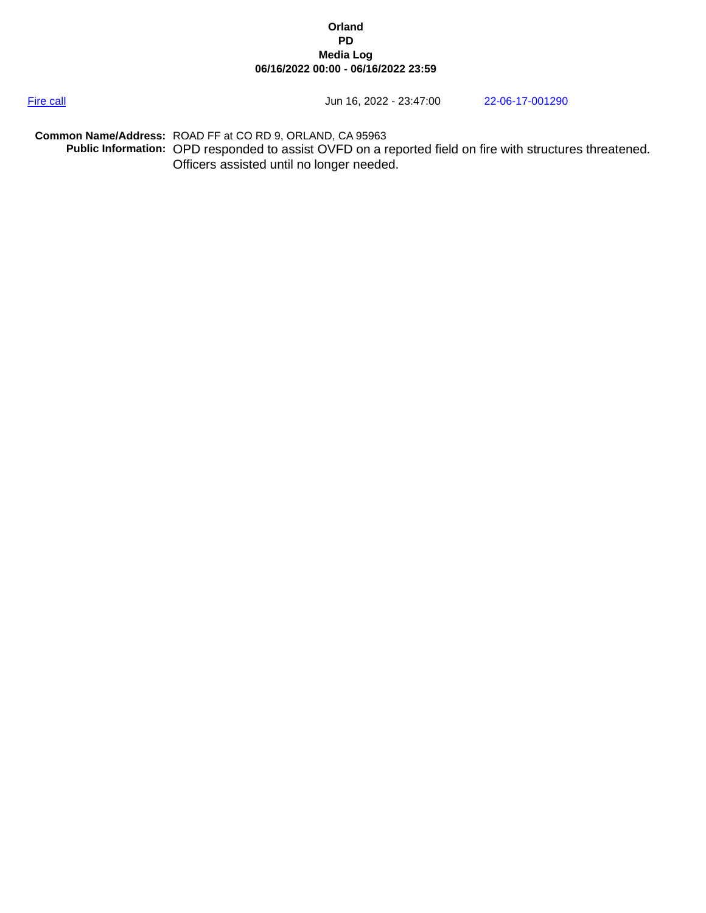**Orland**
**PD**
**Media Log**
**06/16/2022 00:00 - 06/16/2022 23:59**

Fire call Jun 16, 2022 - 23:47:00 22-06-17-001290

**Common Name/Address:** ROAD FF at CO RD 9, ORLAND, CA 95963
**Public Information:** OPD responded to assist OVFD on a reported field on fire with structures threatened. Officers assisted until no longer needed.